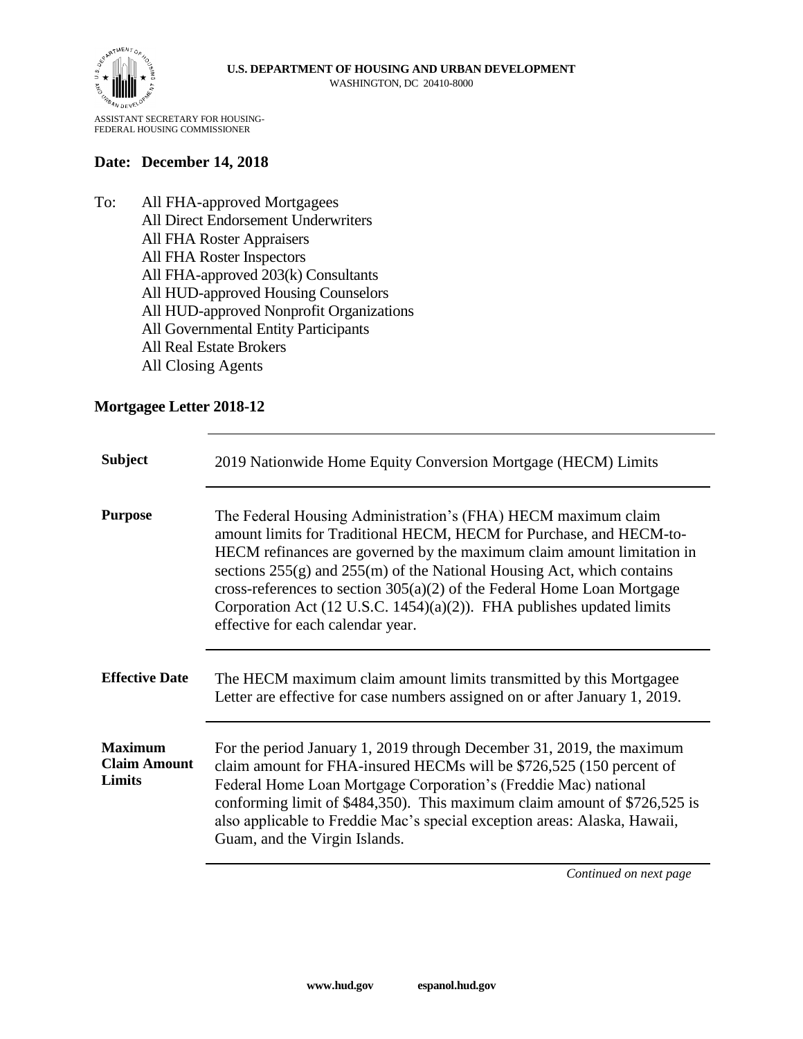**U.S. DEPARTMENT OF HOUSING AND URBAN DEVELOPMENT**
WASHINGTON, DC 20410-8000

ASSISTANT SECRETARY FOR HOUSING-
FEDERAL HOUSING COMMISSIONER

**Date: December 14, 2018**

To: All FHA-approved Mortgagees
All Direct Endorsement Underwriters
All FHA Roster Appraisers
All FHA Roster Inspectors
All FHA-approved 203(k) Consultants
All HUD-approved Housing Counselors
All HUD-approved Nonprofit Organizations
All Governmental Entity Participants
All Real Estate Brokers
All Closing Agents

## Mortgagee Letter 2018-12

| | |
|---|---|
| **Subject** | 2019 Nationwide Home Equity Conversion Mortgage (HECM) Limits |
| **Purpose** | The Federal Housing Administration's (FHA) HECM maximum claim amount limits for Traditional HECM, HECM for Purchase, and HECM-to-HECM refinances are governed by the maximum claim amount limitation in sections 255(g) and 255(m) of the National Housing Act, which contains cross-references to section 305(a)(2) of the Federal Home Loan Mortgage Corporation Act (12 U.S.C. 1454)(a)(2)). FHA publishes updated limits effective for each calendar year. |
| **Effective Date** | The HECM maximum claim amount limits transmitted by this Mortgagee Letter are effective for case numbers assigned on or after January 1, 2019. |
| **Maximum Claim Amount Limits** | For the period January 1, 2019 through December 31, 2019, the maximum claim amount for FHA-insured HECMs will be $726,525 (150 percent of Federal Home Loan Mortgage Corporation's (Freddie Mac) national conforming limit of $484,350). This maximum claim amount of $726,525 is also applicable to Freddie Mac's special exception areas: Alaska, Hawaii, Guam, and the Virgin Islands. |

*Continued on next page*

**www.hud.gov** **espanol.hud.gov**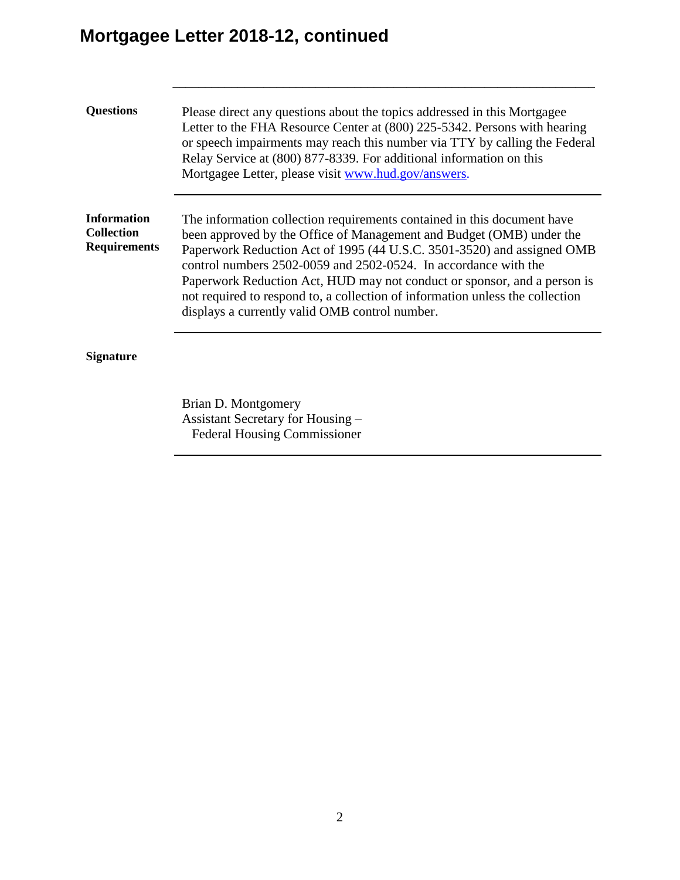# Mortgagee Letter 2018-12, continued

| | |
|---|---|
| **Questions** | Please direct any questions about the topics addressed in this Mortgagee Letter to the FHA Resource Center at (800) 225-5342. Persons with hearing or speech impairments may reach this number via TTY by calling the Federal Relay Service at (800) 877-8339. For additional information on this Mortgagee Letter, please visit [www.hud.gov/answers](http://www.hud.gov/answers). |
| **Information Collection Requirements** | The information collection requirements contained in this document have been approved by the Office of Management and Budget (OMB) under the Paperwork Reduction Act of 1995 (44 U.S.C. 3501-3520) and assigned OMB control numbers 2502-0059 and 2502-0524. In accordance with the Paperwork Reduction Act, HUD may not conduct or sponsor, and a person is not required to respond to, a collection of information unless the collection displays a currently valid OMB control number. |
| **Signature** | Brian D. Montgomery<br>Assistant Secretary for Housing –<br>Federal Housing Commissioner |